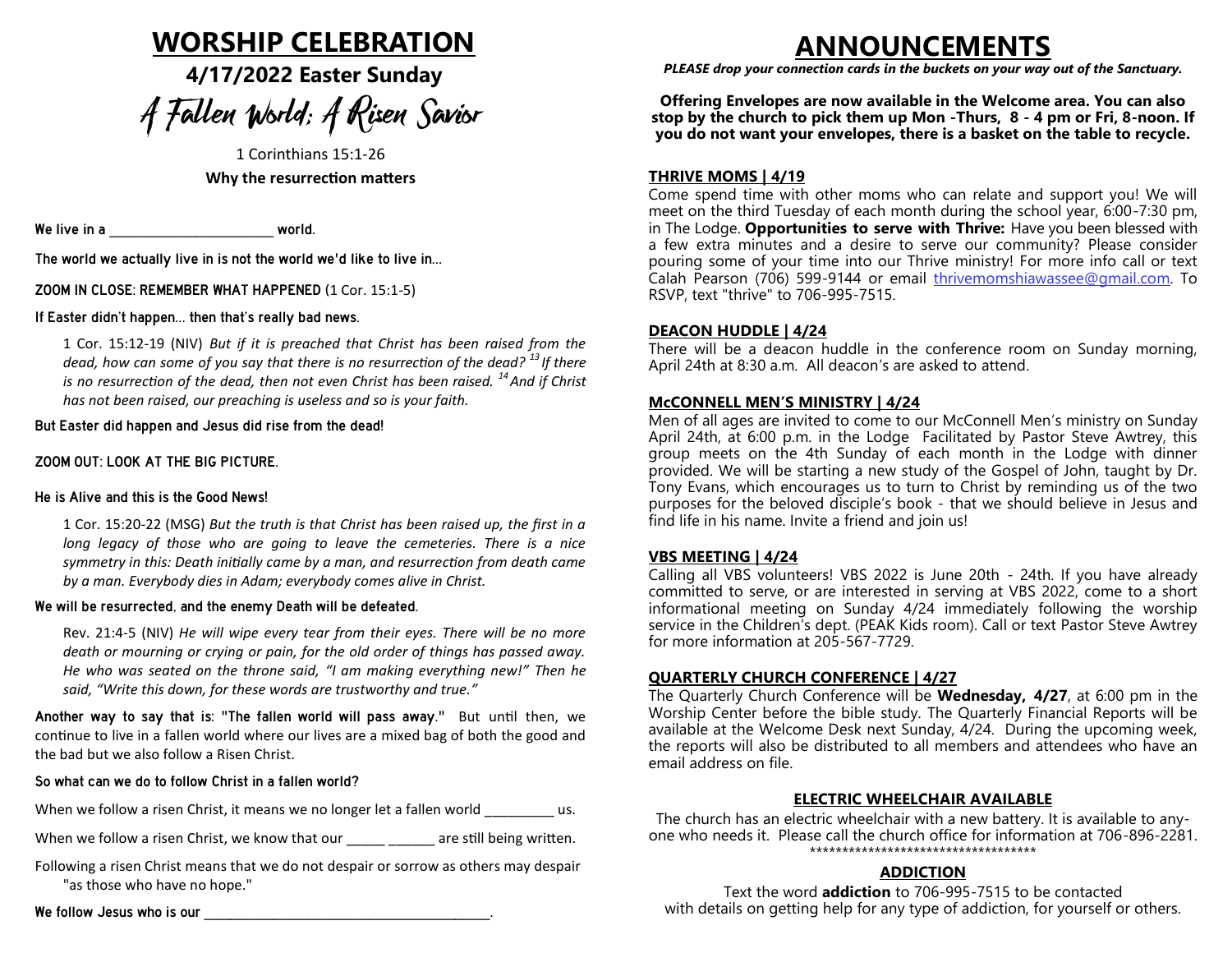# WORSHIP CELEBRATION

## 4/17/2022 Easter Sunday

## A Fallen World; A Risen Savior

1 Corinthians 15:1-26

**Why the resurrection matters**

We live in a _______________________ world.

The world we actually live in is not the world we'd like to live in...

ZOOM IN CLOSE: REMEMBER WHAT HAPPENED (1 Cor. 15:1-5)

If Easter didn't happen... then that's really bad news.

1 Cor. 15:12-19 (NIV) *But if it is preached that Christ has been raised from the dead, how can some of you say that there is no resurrection of the dead? [13] If there is no resurrection of the dead, then not even Christ has been raised. [14] And if Christ has not been raised, our preaching is useless and so is your faith.*

But Easter did happen and Jesus did rise from the dead!

ZOOM OUT: LOOK AT THE BIG PICTURE.

He is Alive and this is the Good News!

1 Cor. 15:20-22 (MSG) *But the truth is that Christ has been raised up, the first in a long legacy of those who are going to leave the cemeteries. There is a nice symmetry in this: Death initially came by a man, and resurrection from death came by a man. Everybody dies in Adam; everybody comes alive in Christ.*

We will be resurrected, and the enemy Death will be defeated.

Rev. 21:4-5 (NIV) *He will wipe every tear from their eyes. There will be no more death or mourning or crying or pain, for the old order of things has passed away. He who was seated on the throne said, "I am making everything new!" Then he said, "Write this down, for these words are trustworthy and true."*

Another way to say that is: "The fallen world will pass away." But until then, we continue to live in a fallen world where our lives are a mixed bag of both the good and the bad but we also follow a Risen Christ.

So what can we do to follow Christ in a fallen world?

When we follow a risen Christ, it means we no longer let a fallen world _________ us.

When we follow a risen Christ, we know that our _____ ______ are still being written.

Following a risen Christ means that we do not despair or sorrow as others may despair "as those who have no hope."

We follow Jesus who is our ________________________________________.

# ANNOUNCEMENTS

***PLEASE drop your connection cards in the buckets on your way out of the Sanctuary.***

**Offering Envelopes are now available in the Welcome area. You can also stop by the church to pick them up Mon -Thurs, 8 - 4 pm or Fri, 8-noon. If you do not want your envelopes, there is a basket on the table to recycle.**

### THRIVE MOMS | 4/19

Come spend time with other moms who can relate and support you! We will meet on the third Tuesday of each month during the school year, 6:00-7:30 pm, in The Lodge. **Opportunities to serve with Thrive:** Have you been blessed with a few extra minutes and a desire to serve our community? Please consider pouring some of your time into our Thrive ministry! For more info call or text Calah Pearson (706) 599-9144 or email thrivemomshiawassee@gmail.com. To RSVP, text "thrive" to 706-995-7515.

### DEACON HUDDLE | 4/24

There will be a deacon huddle in the conference room on Sunday morning, April 24th at 8:30 a.m. All deacon's are asked to attend.

### McCONNELL MEN'S MINISTRY | 4/24

Men of all ages are invited to come to our McConnell Men's ministry on Sunday April 24th, at 6:00 p.m. in the Lodge Facilitated by Pastor Steve Awtrey, this group meets on the 4th Sunday of each month in the Lodge with dinner provided. We will be starting a new study of the Gospel of John, taught by Dr. Tony Evans, which encourages us to turn to Christ by reminding us of the two purposes for the beloved disciple's book - that we should believe in Jesus and find life in his name. Invite a friend and join us!

### VBS MEETING | 4/24

Calling all VBS volunteers! VBS 2022 is June 20th - 24th. If you have already committed to serve, or are interested in serving at VBS 2022, come to a short informational meeting on Sunday 4/24 immediately following the worship service in the Children's dept. (PEAK Kids room). Call or text Pastor Steve Awtrey for more information at 205-567-7729.

### QUARTERLY CHURCH CONFERENCE | 4/27

The Quarterly Church Conference will be **Wednesday, 4/27**, at 6:00 pm in the Worship Center before the bible study. The Quarterly Financial Reports will be available at the Welcome Desk next Sunday, 4/24. During the upcoming week, the reports will also be distributed to all members and attendees who have an email address on file.

### ELECTRIC WHEELCHAIR AVAILABLE

The church has an electric wheelchair with a new battery. It is available to anyone who needs it. Please call the church office for information at 706-896-2281.

************************************

### ADDICTION

Text the word **addiction** to 706-995-7515 to be contacted with details on getting help for any type of addiction, for yourself or others.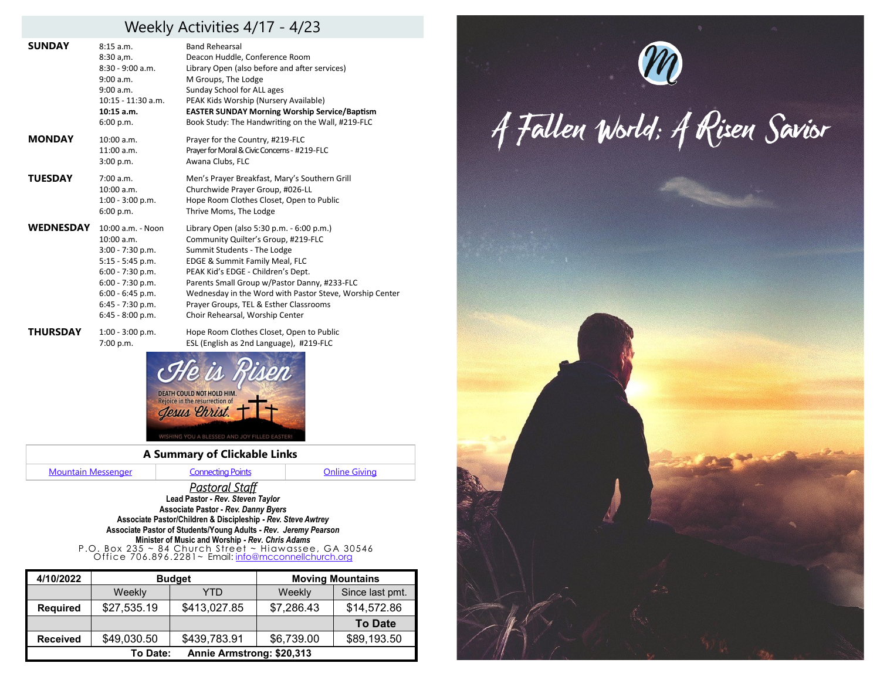# Weekly Activities 4/17 - 4/23

**SUNDAY**

| | |
|---|---|
| 8:15 a.m. | Band Rehearsal |
| 8:30 a,m. | Deacon Huddle, Conference Room |
| 8:30 - 9:00 a.m. | Library Open (also before and after services) |
| 9:00 a.m. | M Groups, The Lodge |
| 9:00 a.m. | Sunday School for ALL ages |
| 10:15 - 11:30 a.m. | PEAK Kids Worship (Nursery Available) |
| **10:15 a.m.** | **EASTER SUNDAY Morning Worship Service/Baptism** |
| 6:00 p.m. | Book Study: The Handwriting on the Wall, #219-FLC |

**MONDAY**

| | |
|---|---|
| 10:00 a.m. | Prayer for the Country, #219-FLC |
| 11:00 a.m. | Prayer for Moral & Civic Concerns - #219-FLC |
| 3:00 p.m. | Awana Clubs, FLC |

**TUESDAY**

| | |
|---|---|
| 7:00 a.m. | Men's Prayer Breakfast, Mary's Southern Grill |
| 10:00 a.m. | Churchwide Prayer Group, #026-LL |
| 1:00 - 3:00 p.m. | Hope Room Clothes Closet, Open to Public |
| 6:00 p.m. | Thrive Moms, The Lodge |

**WEDNESDAY**

| | |
|---|---|
| 10:00 a.m. - Noon | Library Open (also 5:30 p.m. - 6:00 p.m.) |
| 10:00 a.m. | Community Quilter's Group, #219-FLC |
| 3:00 - 7:30 p.m. | Summit Students - The Lodge |
| 5:15 - 5:45 p.m. | EDGE & Summit Family Meal, FLC |
| 6:00 - 7:30 p.m. | PEAK Kid's EDGE - Children's Dept. |
| 6:00 - 7:30 p.m. | Parents Small Group w/Pastor Danny, #233-FLC |
| 6:00 - 6:45 p.m. | Wednesday in the Word with Pastor Steve, Worship Center |
| 6:45 - 7:30 p.m. | Prayer Groups, TEL & Esther Classrooms |
| 6:45 - 8:00 p.m. | Choir Rehearsal, Worship Center |

**THURSDAY**

| | |
|---|---|
| 1:00 - 3:00 p.m. | Hope Room Clothes Closet, Open to Public |
| 7:00 p.m. | ESL (English as 2nd Language), #219-FLC |

He is Risen

DEATH COULD NOT HOLD HIM.
Rejoice in the resurrection of Jesus Christ.

WISHING YOU A BLESSED AND JOY FILLED EASTER!

## A Summary of Clickable Links

| | | |
|---|---|---|
| Mountain Messenger | Connecting Points | Online Giving |

## *Pastoral Staff*

**Lead Pastor - *Rev. Steven Taylor***
**Associate Pastor - *Rev. Danny Byers***
**Associate Pastor/Children & Discipleship - *Rev. Steve Awtrey***
**Associate Pastor of Students/Young Adults - *Rev. Jeremy Pearson***
**Minister of Music and Worship - *Rev. Chris Adams***

P.O. Box 235 ~ 84 Church Street ~ Hiawassee, GA 30546
Office 706.896.2281~ Email: info@mcconnellchurch.org

| 4/10/2022 | Budget | | Moving Mountains | |
|---|---|---|---|---|
| | Weekly | YTD | Weekly | Since last pmt. |
| **Required** | $27,535.19 | $413,027.85 | $7,286.43 | $14,572.86 |
| | | | | **To Date** |
| **Received** | $49,030.50 | $439,783.91 | $6,739.00 | $89,193.50 |
| **To Date: Annie Armstrong: $20,313** | | | | |

# A Fallen World: A Risen Savior